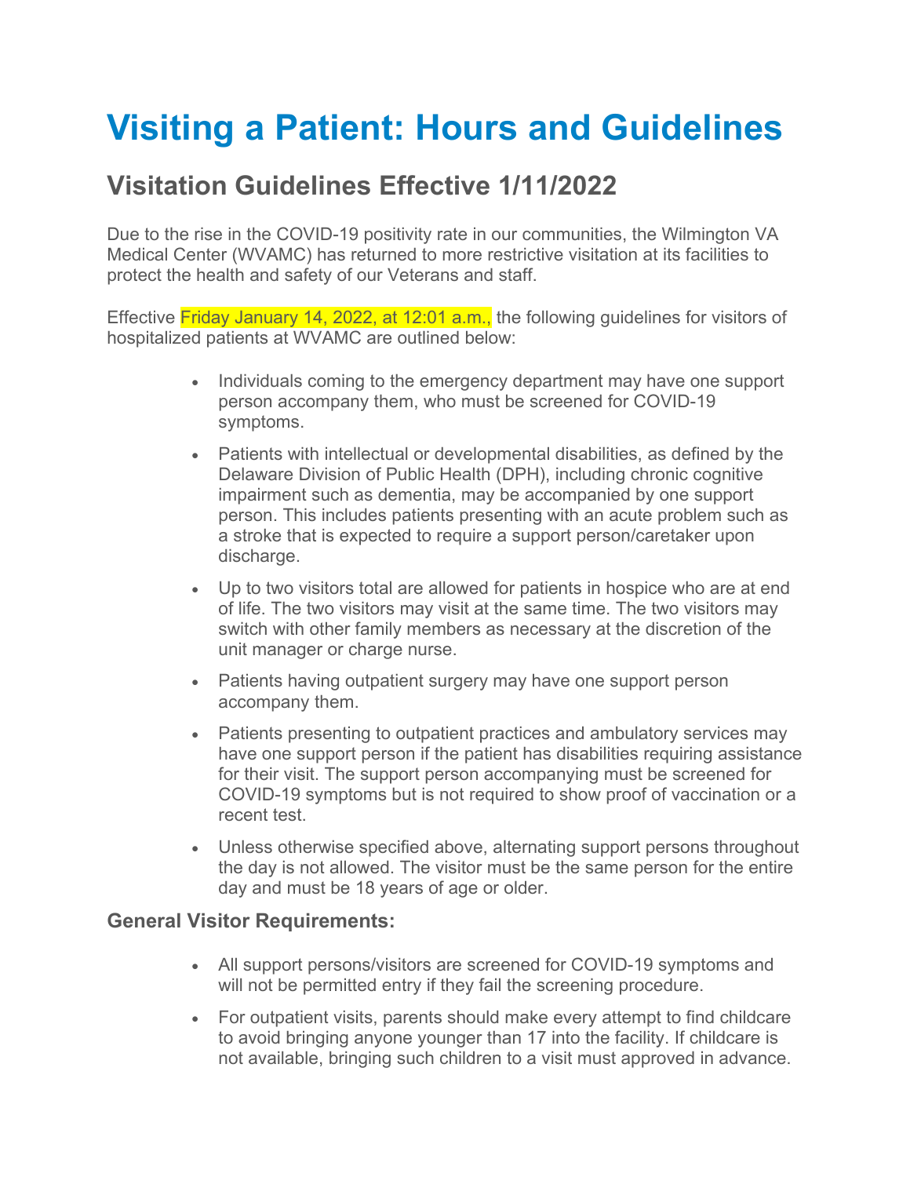# Visiting a Patient: Hours and Guidelines

## Visitation Guidelines Effective 1/11/2022

Due to the rise in the COVID-19 positivity rate in our communities, the Wilmington VA Medical Center (WVAMC) has returned to more restrictive visitation at its facilities to protect the health and safety of our Veterans and staff.

Effective Friday January 14, 2022, at 12:01 a.m., the following guidelines for visitors of hospitalized patients at WVAMC are outlined below:

- Individuals coming to the emergency department may have one support person accompany them, who must be screened for COVID-19 symptoms.
- Patients with intellectual or developmental disabilities, as defined by the Delaware Division of Public Health (DPH), including chronic cognitive impairment such as dementia, may be accompanied by one support person. This includes patients presenting with an acute problem such as a stroke that is expected to require a support person/caretaker upon discharge.
- Up to two visitors total are allowed for patients in hospice who are at end of life. The two visitors may visit at the same time. The two visitors may switch with other family members as necessary at the discretion of the unit manager or charge nurse.
- Patients having outpatient surgery may have one support person accompany them.
- Patients presenting to outpatient practices and ambulatory services may have one support person if the patient has disabilities requiring assistance for their visit. The support person accompanying must be screened for COVID-19 symptoms but is not required to show proof of vaccination or a recent test.
- Unless otherwise specified above, alternating support persons throughout the day is not allowed. The visitor must be the same person for the entire day and must be 18 years of age or older.

### General Visitor Requirements:

- All support persons/visitors are screened for COVID-19 symptoms and will not be permitted entry if they fail the screening procedure.
- For outpatient visits, parents should make every attempt to find childcare to avoid bringing anyone younger than 17 into the facility. If childcare is not available, bringing such children to a visit must approved in advance.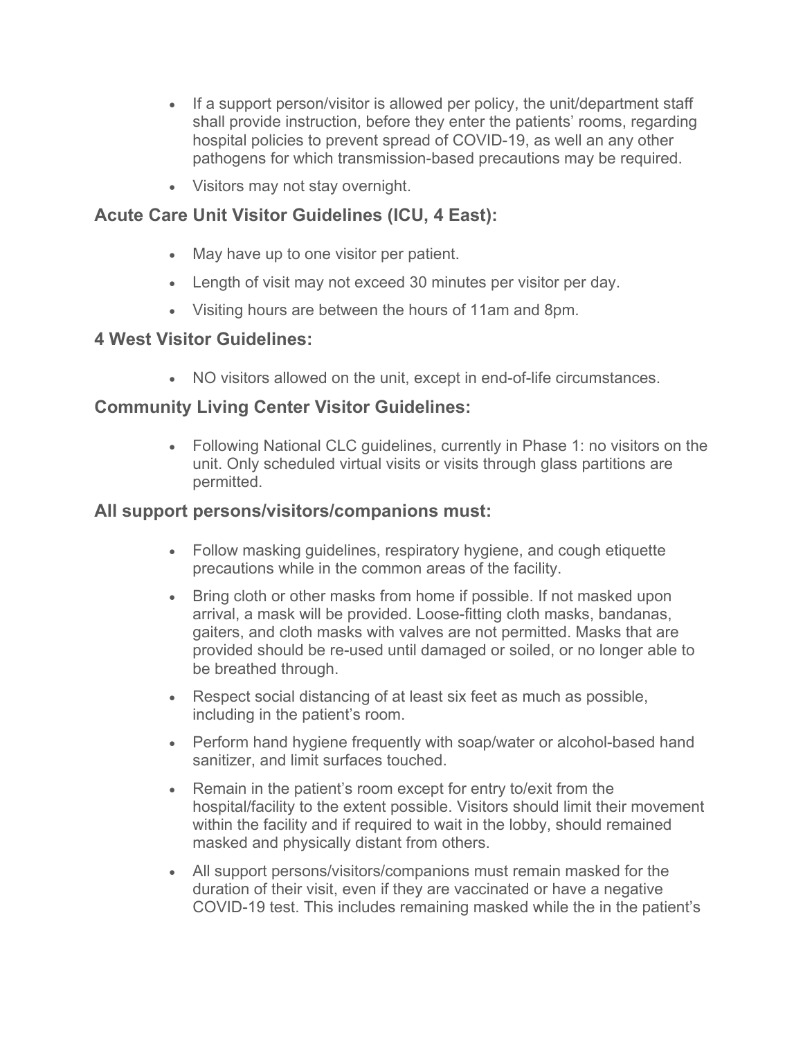- If a support person/visitor is allowed per policy, the unit/department staff shall provide instruction, before they enter the patients' rooms, regarding hospital policies to prevent spread of COVID-19, as well an any other pathogens for which transmission-based precautions may be required.
- Visitors may not stay overnight.

## Acute Care Unit Visitor Guidelines (ICU, 4 East):

- May have up to one visitor per patient.
- Length of visit may not exceed 30 minutes per visitor per day.
- Visiting hours are between the hours of 11am and 8pm.

## 4 West Visitor Guidelines:

- NO visitors allowed on the unit, except in end-of-life circumstances.

## Community Living Center Visitor Guidelines:

- Following National CLC guidelines, currently in Phase 1: no visitors on the unit. Only scheduled virtual visits or visits through glass partitions are permitted.

## All support persons/visitors/companions must:

- Follow masking guidelines, respiratory hygiene, and cough etiquette precautions while in the common areas of the facility.
- Bring cloth or other masks from home if possible. If not masked upon arrival, a mask will be provided. Loose-fitting cloth masks, bandanas, gaiters, and cloth masks with valves are not permitted. Masks that are provided should be re-used until damaged or soiled, or no longer able to be breathed through.
- Respect social distancing of at least six feet as much as possible, including in the patient's room.
- Perform hand hygiene frequently with soap/water or alcohol-based hand sanitizer, and limit surfaces touched.
- Remain in the patient's room except for entry to/exit from the hospital/facility to the extent possible. Visitors should limit their movement within the facility and if required to wait in the lobby, should remained masked and physically distant from others.
- All support persons/visitors/companions must remain masked for the duration of their visit, even if they are vaccinated or have a negative COVID-19 test. This includes remaining masked while the in the patient's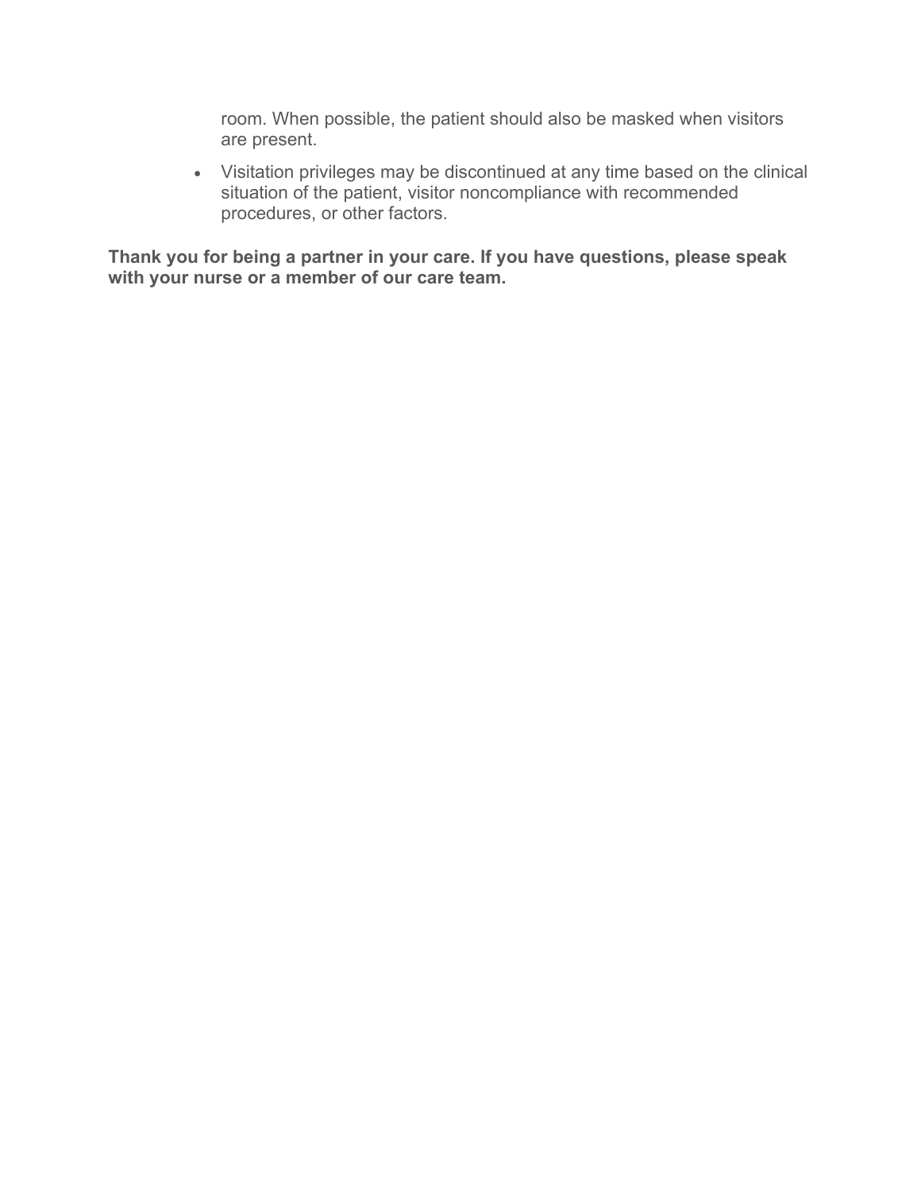room. When possible, the patient should also be masked when visitors are present.

- Visitation privileges may be discontinued at any time based on the clinical situation of the patient, visitor noncompliance with recommended procedures, or other factors.

**Thank you for being a partner in your care. If you have questions, please speak with your nurse or a member of our care team.**